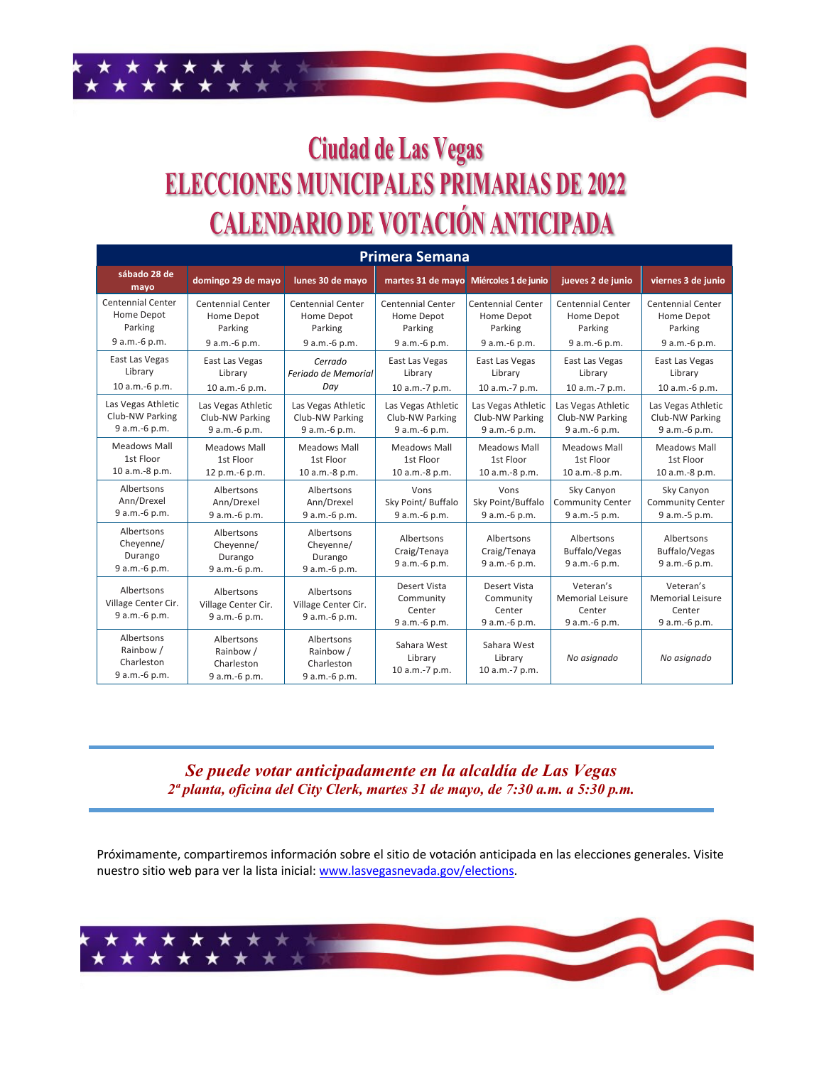# Ciudad de Las Vegas
# ELECCIONES MUNICIPALES PRIMARIAS DE 2022
# CALENDARIO DE VOTACIÓN ANTICIPADA

| Primera Semana | | | | | | |
|---|---|---|---|---|---|---|
| **sábado 28 de mayo** | **domingo 29 de mayo** | **lunes 30 de mayo** | **martes 31 de mayo** | **Miércoles 1 de junio** | **jueves 2 de junio** | **viernes 3 de junio** |
| Centennial Center Home Depot Parking 9 a.m.-6 p.m. | Centennial Center Home Depot Parking 9 a.m.-6 p.m. | Centennial Center Home Depot Parking 9 a.m.-6 p.m. | Centennial Center Home Depot Parking 9 a.m.-6 p.m. | Centennial Center Home Depot Parking 9 a.m.-6 p.m. | Centennial Center Home Depot Parking 9 a.m.-6 p.m. | Centennial Center Home Depot Parking 9 a.m.-6 p.m. |
| East Las Vegas Library 10 a.m.-6 p.m. | East Las Vegas Library 10 a.m.-6 p.m. | *Cerrado Feriado de Memorial Day* | East Las Vegas Library 10 a.m.-7 p.m. | East Las Vegas Library 10 a.m.-7 p.m. | East Las Vegas Library 10 a.m.-7 p.m. | East Las Vegas Library 10 a.m.-6 p.m. |
| Las Vegas Athletic Club-NW Parking 9 a.m.-6 p.m. | Las Vegas Athletic Club-NW Parking 9 a.m.-6 p.m. | Las Vegas Athletic Club-NW Parking 9 a.m.-6 p.m. | Las Vegas Athletic Club-NW Parking 9 a.m.-6 p.m. | Las Vegas Athletic Club-NW Parking 9 a.m.-6 p.m. | Las Vegas Athletic Club-NW Parking 9 a.m.-6 p.m. | Las Vegas Athletic Club-NW Parking 9 a.m.-6 p.m. |
| Meadows Mall 1st Floor 10 a.m.-8 p.m. | Meadows Mall 1st Floor 12 p.m.-6 p.m. | Meadows Mall 1st Floor 10 a.m.-8 p.m. | Meadows Mall 1st Floor 10 a.m.-8 p.m. | Meadows Mall 1st Floor 10 a.m.-8 p.m. | Meadows Mall 1st Floor 10 a.m.-8 p.m. | Meadows Mall 1st Floor 10 a.m.-8 p.m. |
| Albertsons Ann/Drexel 9 a.m.-6 p.m. | Albertsons Ann/Drexel 9 a.m.-6 p.m. | Albertsons Ann/Drexel 9 a.m.-6 p.m. | Vons Sky Point/ Buffalo 9 a.m.-6 p.m. | Vons Sky Point/Buffalo 9 a.m.-6 p.m. | Sky Canyon Community Center 9 a.m.-5 p.m. | Sky Canyon Community Center 9 a.m.-5 p.m. |
| Albertsons Cheyenne/ Durango 9 a.m.-6 p.m. | Albertsons Cheyenne/ Durango 9 a.m.-6 p.m. | Albertsons Cheyenne/ Durango 9 a.m.-6 p.m. | Albertsons Craig/Tenaya 9 a.m.-6 p.m. | Albertsons Craig/Tenaya 9 a.m.-6 p.m. | Albertsons Buffalo/Vegas 9 a.m.-6 p.m. | Albertsons Buffalo/Vegas 9 a.m.-6 p.m. |
| Albertsons Village Center Cir. 9 a.m.-6 p.m. | Albertsons Village Center Cir. 9 a.m.-6 p.m. | Albertsons Village Center Cir. 9 a.m.-6 p.m. | Desert Vista Community Center 9 a.m.-6 p.m. | Desert Vista Community Center 9 a.m.-6 p.m. | Veteran's Memorial Leisure Center 9 a.m.-6 p.m. | Veteran's Memorial Leisure Center 9 a.m.-6 p.m. |
| Albertsons Rainbow / Charleston 9 a.m.-6 p.m. | Albertsons Rainbow / Charleston 9 a.m.-6 p.m. | Albertsons Rainbow / Charleston 9 a.m.-6 p.m. | Sahara West Library 10 a.m.-7 p.m. | Sahara West Library 10 a.m.-7 p.m. | *No asignado* | *No asignado* |

***Se puede votar anticipadamente en la alcaldía de Las Vegas***
***2ª planta, oficina del City Clerk, martes 31 de mayo, de 7:30 a.m. a 5:30 p.m.***

Próximamente, compartiremos información sobre el sitio de votación anticipada en las elecciones generales. Visite nuestro sitio web para ver la lista inicial: www.lasvegasnevada.gov/elections.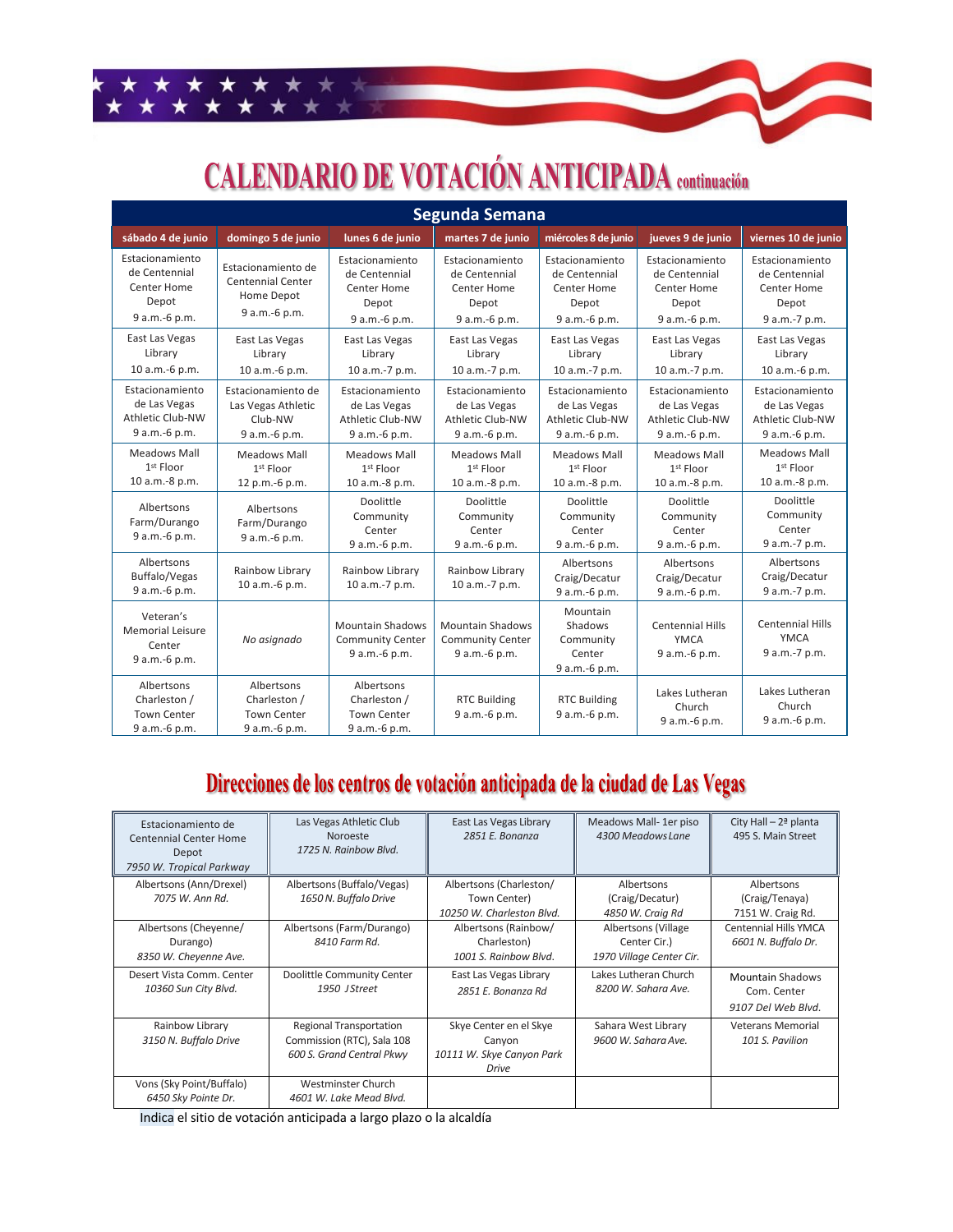# CALENDARIO DE VOTACIÓN ANTICIPADA continuación

| Segunda Semana | | | | | | |
|---|---|---|---|---|---|---|
| **sábado 4 de junio** | **domingo 5 de junio** | **lunes 6 de junio** | **martes 7 de junio** | **miércoles 8 de junio** | **jueves 9 de junio** | **viernes 10 de junio** |
| Estacionamiento de Centennial Center Home Depot 9 a.m.-6 p.m. | Estacionamiento de Centennial Center Home Depot 9 a.m.-6 p.m. | Estacionamiento de Centennial Center Home Depot 9 a.m.-6 p.m. | Estacionamiento de Centennial Center Home Depot 9 a.m.-6 p.m. | Estacionamiento de Centennial Center Home Depot 9 a.m.-6 p.m. | Estacionamiento de Centennial Center Home Depot 9 a.m.-6 p.m. | Estacionamiento de Centennial Center Home Depot 9 a.m.-7 p.m. |
| East Las Vegas Library 10 a.m.-6 p.m. | East Las Vegas Library 10 a.m.-6 p.m. | East Las Vegas Library 10 a.m.-7 p.m. | East Las Vegas Library 10 a.m.-7 p.m. | East Las Vegas Library 10 a.m.-7 p.m. | East Las Vegas Library 10 a.m.-7 p.m. | East Las Vegas Library 10 a.m.-6 p.m. |
| Estacionamiento de Las Vegas Athletic Club-NW 9 a.m.-6 p.m. | Estacionamiento de Las Vegas Athletic Club-NW 9 a.m.-6 p.m. | Estacionamiento de Las Vegas Athletic Club-NW 9 a.m.-6 p.m. | Estacionamiento de Las Vegas Athletic Club-NW 9 a.m.-6 p.m. | Estacionamiento de Las Vegas Athletic Club-NW 9 a.m.-6 p.m. | Estacionamiento de Las Vegas Athletic Club-NW 9 a.m.-6 p.m. | Estacionamiento de Las Vegas Athletic Club-NW 9 a.m.-6 p.m. |
| Meadows Mall 1st Floor 10 a.m.-8 p.m. | Meadows Mall 1st Floor 12 p.m.-6 p.m. | Meadows Mall 1st Floor 10 a.m.-8 p.m. | Meadows Mall 1st Floor 10 a.m.-8 p.m. | Meadows Mall 1st Floor 10 a.m.-8 p.m. | Meadows Mall 1st Floor 10 a.m.-8 p.m. | Meadows Mall 1st Floor 10 a.m.-8 p.m. |
| Albertsons Farm/Durango 9 a.m.-6 p.m. | Albertsons Farm/Durango 9 a.m.-6 p.m. | Doolittle Community Center 9 a.m.-6 p.m. | Doolittle Community Center 9 a.m.-6 p.m. | Doolittle Community Center 9 a.m.-6 p.m. | Doolittle Community Center 9 a.m.-6 p.m. | Doolittle Community Center 9 a.m.-7 p.m. |
| Albertsons Buffalo/Vegas 9 a.m.-6 p.m. | Rainbow Library 10 a.m.-6 p.m. | Rainbow Library 10 a.m.-7 p.m. | Rainbow Library 10 a.m.-7 p.m. | Albertsons Craig/Decatur 9 a.m.-6 p.m. | Albertsons Craig/Decatur 9 a.m.-6 p.m. | Albertsons Craig/Decatur 9 a.m.-7 p.m. |
| Veteran's Memorial Leisure Center 9 a.m.-6 p.m. | *No asignado* | Mountain Shadows Community Center 9 a.m.-6 p.m. | Mountain Shadows Community Center 9 a.m.-6 p.m. | Mountain Shadows Community Center 9 a.m.-6 p.m. | Centennial Hills YMCA 9 a.m.-6 p.m. | Centennial Hills YMCA 9 a.m.-7 p.m. |
| Albertsons Charleston / Town Center 9 a.m.-6 p.m. | Albertsons Charleston / Town Center 9 a.m.-6 p.m. | Albertsons Charleston / Town Center 9 a.m.-6 p.m. | RTC Building 9 a.m.-6 p.m. | RTC Building 9 a.m.-6 p.m. | Lakes Lutheran Church 9 a.m.-6 p.m. | Lakes Lutheran Church 9 a.m.-6 p.m. |

# Direcciones de los centros de votación anticipada de la ciudad de Las Vegas

| | | | | |
|---|---|---|---|---|
| Estacionamiento de Centennial Center Home Depot *7950 W. Tropical Parkway* | Las Vegas Athletic Club Noroeste *1725 N. Rainbow Blvd.* | East Las Vegas Library *2851 E. Bonanza* | Meadows Mall- 1er piso *4300 Meadows Lane* | City Hall – 2ª planta 495 S. Main Street |
| Albertsons (Ann/Drexel) *7075 W. Ann Rd.* | Albertsons (Buffalo/Vegas) *1650 N. Buffalo Drive* | Albertsons (Charleston/ Town Center) *10250 W. Charleston Blvd.* | Albertsons (Craig/Decatur) *4850 W. Craig Rd* | Albertsons (Craig/Tenaya) 7151 W. Craig Rd. |
| Albertsons (Cheyenne/ Durango) *8350 W. Cheyenne Ave.* | Albertsons (Farm/Durango) *8410 Farm Rd.* | Albertsons (Rainbow/ Charleston) *1001 S. Rainbow Blvd.* | Albertsons (Village Center Cir.) *1970 Village Center Cir.* | Centennial Hills YMCA *6601 N. Buffalo Dr.* |
| Desert Vista Comm. Center *10360 Sun City Blvd.* | Doolittle Community Center *1950 J Street* | East Las Vegas Library *2851 E. Bonanza Rd* | Lakes Lutheran Church *8200 W. Sahara Ave.* | Mountain Shadows Com. Center *9107 Del Web Blvd.* |
| Rainbow Library *3150 N. Buffalo Drive* | Regional Transportation Commission (RTC), Sala 108 *600 S. Grand Central Pkwy* | Skye Center en el Skye Canyon *10111 W. Skye Canyon Park Drive* | Sahara West Library *9600 W. Sahara Ave.* | Veterans Memorial *101 S. Pavilion* |
| Vons (Sky Point/Buffalo) *6450 Sky Pointe Dr.* | Westminster Church *4601 W. Lake Mead Blvd.* | | | |

Indica el sitio de votación anticipada a largo plazo o la alcaldía